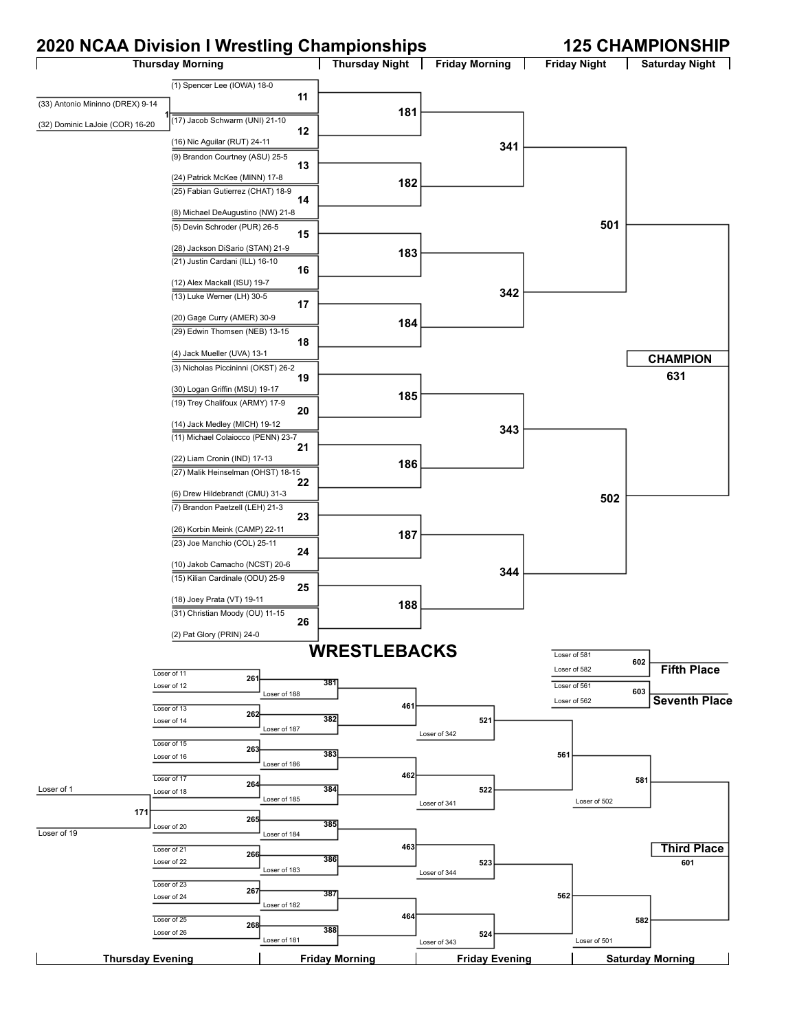# 2020 NCAA Division I Wrestling Championships

## 125 CHAMPIONSHIP

| Thursday Morning | Thursday Night | Friday Morning | Friday Night | Saturday Night |
|---|---|---|---|---|

**Pigtail (Bout 1):** (33) Antonio Mininno (DREX) 9-14 vs (32) Dominic LaJoie (COR) 16-20

**Thursday Morning**

- Bout 11: (1) Spencer Lee (IOWA) 18-0 vs Winner of 1
- Bout 12: (17) Jacob Schwarm (UNI) 21-10 vs (16) Nic Aguilar (RUT) 24-11
- Bout 13: (9) Brandon Courtney (ASU) 25-5 vs (24) Patrick McKee (MINN) 17-8
- Bout 14: (25) Fabian Gutierrez (CHAT) 18-9 vs (8) Michael DeAugustino (NW) 21-8
- Bout 15: (5) Devin Schroder (PUR) 26-5 vs (28) Jackson DiSario (STAN) 21-9
- Bout 16: (21) Justin Cardani (ILL) 16-10 vs (12) Alex Mackall (ISU) 19-7
- Bout 17: (13) Luke Werner (LH) 30-5 vs (20) Gage Curry (AMER) 30-9
- Bout 18: (29) Edwin Thomsen (NEB) 13-15 vs (4) Jack Mueller (UVA) 13-1
- Bout 19: (3) Nicholas Piccininni (OKST) 26-2 vs (30) Logan Griffin (MSU) 19-17
- Bout 20: (19) Trey Chalifoux (ARMY) 17-9 vs (14) Jack Medley (MICH) 19-12
- Bout 21: (11) Michael Colaiocco (PENN) 23-7 vs (22) Liam Cronin (IND) 17-13
- Bout 22: (27) Malik Heinselman (OHST) 18-15 vs (6) Drew Hildebrandt (CMU) 31-3
- Bout 23: (7) Brandon Paetzell (LEH) 21-3 vs (26) Korbin Meink (CAMP) 22-11
- Bout 24: (23) Joe Manchio (COL) 25-11 vs (10) Jakob Camacho (NCST) 20-6
- Bout 25: (15) Kilian Cardinale (ODU) 25-9 vs (18) Joey Prata (VT) 19-11
- Bout 26: (31) Christian Moody (OU) 11-15 vs (2) Pat Glory (PRIN) 24-0

**Thursday Night**

- 181: Winner of 11 vs Winner of 12
- 182: Winner of 13 vs Winner of 14
- 183: Winner of 15 vs Winner of 16
- 184: Winner of 17 vs Winner of 18
- 185: Winner of 19 vs Winner of 20
- 186: Winner of 21 vs Winner of 22
- 187: Winner of 23 vs Winner of 24
- 188: Winner of 25 vs Winner of 26

**Friday Morning**

- 341: Winner of 181 vs Winner of 182
- 342: Winner of 183 vs Winner of 184
- 343: Winner of 185 vs Winner of 186
- 344: Winner of 187 vs Winner of 188

**Friday Night**

- 501: Winner of 341 vs Winner of 342
- 502: Winner of 343 vs Winner of 344

**Saturday Night**

- CHAMPION 631: Winner of 501 vs Winner of 502

## WRESTLEBACKS

| Thursday Evening | Friday Morning | Friday Evening | Saturday Morning |
|---|---|---|---|

**Thursday Evening**

- 171: Loser of 1 vs Loser of 19
- 261: Loser of 11 vs Loser of 12
- 262: Loser of 13 vs Loser of 14
- 263: Loser of 15 vs Loser of 16
- 264: Loser of 17 vs Loser of 18
- 265: Winner of 171 vs Loser of 20
- 266: Loser of 21 vs Loser of 22
- 267: Loser of 23 vs Loser of 24
- 268: Loser of 25 vs Loser of 26

**Friday Morning**

- 381: Winner of 261 vs Loser of 188
- 382: Winner of 262 vs Loser of 187
- 383: Winner of 263 vs Loser of 186
- 384: Winner of 264 vs Loser of 185
- 385: Winner of 265 vs Loser of 184
- 386: Winner of 266 vs Loser of 183
- 387: Winner of 267 vs Loser of 182
- 388: Winner of 268 vs Loser of 181
- 461: Winner of 381 vs Winner of 382
- 462: Winner of 383 vs Winner of 384
- 463: Winner of 385 vs Winner of 386
- 464: Winner of 387 vs Winner of 388

**Friday Evening**

- 521: Winner of 461 vs Loser of 342
- 522: Winner of 462 vs Loser of 341
- 523: Winner of 463 vs Loser of 344
- 524: Winner of 464 vs Loser of 343
- 561: Winner of 521 vs Winner of 522
- 562: Winner of 523 vs Winner of 524

**Saturday Morning**

- 581: Winner of 561 vs Loser of 502
- 582: Winner of 562 vs Loser of 501

**Third Place**

- 601: Winner of 581 vs Winner of 582

**Fifth Place**

- 602: Loser of 581 vs Loser of 582

**Seventh Place**

- 603: Loser of 561 vs Loser of 562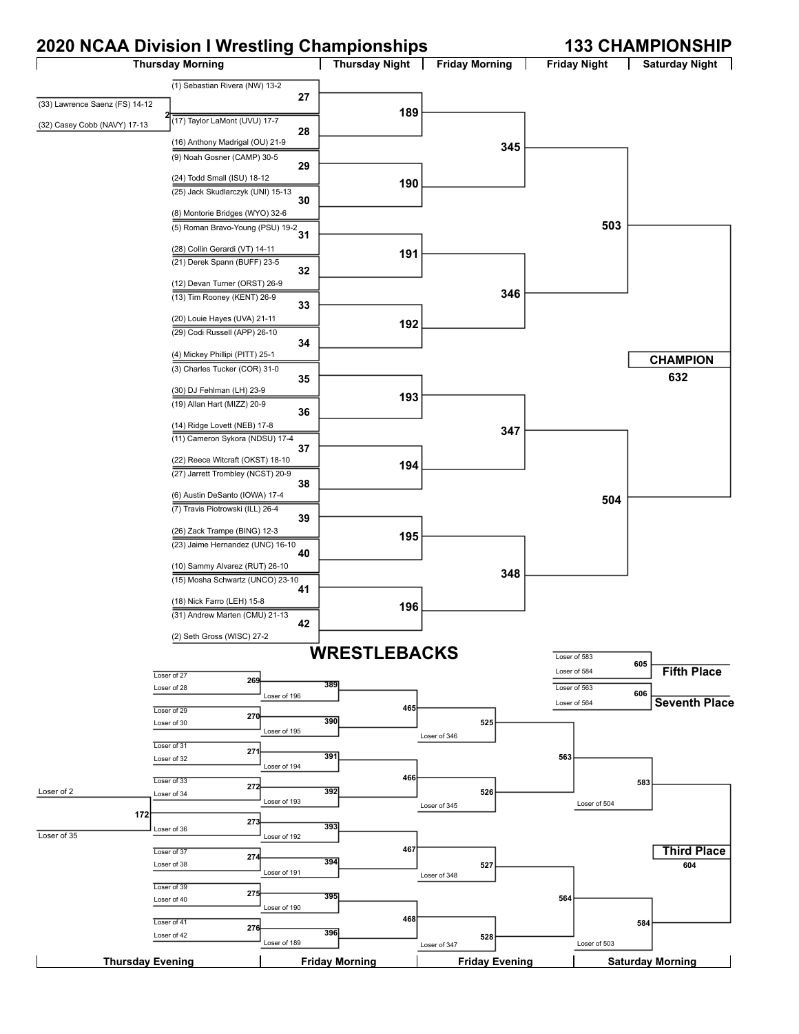# 2020 NCAA Division I Wrestling Championships

## 133 CHAMPIONSHIP

| Thursday Morning | Thursday Night | Friday Morning | Friday Night | Saturday Night |
|---|---|---|---|---|

### Championship Bracket

**Pigtail (2):** (33) Lawrence Saenz (FS) 14-12 vs. (32) Casey Cobb (NAVY) 17-13

**Thursday Morning (First Round)**

| Bout | Wrestler A | Wrestler B |
|---|---|---|
| 27 | (1) Sebastian Rivera (NW) 13-2 | Winner of 2 |
| 28 | (17) Taylor LaMont (UVU) 17-7 | (16) Anthony Madrigal (OU) 21-9 |
| 29 | (9) Noah Gosner (CAMP) 30-5 | (24) Todd Small (ISU) 18-12 |
| 30 | (25) Jack Skudlarczyk (UNI) 15-13 | (8) Montorie Bridges (WYO) 32-6 |
| 31 | (5) Roman Bravo-Young (PSU) 19-2 | (28) Collin Gerardi (VT) 14-11 |
| 32 | (21) Derek Spann (BUFF) 23-5 | (12) Devan Turner (ORST) 26-9 |
| 33 | (13) Tim Rooney (KENT) 26-9 | (20) Louie Hayes (UVA) 21-11 |
| 34 | (29) Codi Russell (APP) 26-10 | (4) Mickey Phillipi (PITT) 25-1 |
| 35 | (3) Charles Tucker (COR) 31-0 | (30) DJ Fehlman (LH) 23-9 |
| 36 | (19) Allan Hart (MIZZ) 20-9 | (14) Ridge Lovett (NEB) 17-8 |
| 37 | (11) Cameron Sykora (NDSU) 17-4 | (22) Reece Witcraft (OKST) 18-10 |
| 38 | (27) Jarrett Trombley (NCST) 20-9 | (6) Austin DeSanto (IOWA) 17-4 |
| 39 | (7) Travis Piotrowski (ILL) 26-4 | (26) Zack Trampe (BING) 12-3 |
| 40 | (23) Jaime Hernandez (UNC) 16-10 | (10) Sammy Alvarez (RUT) 26-10 |
| 41 | (15) Mosha Schwartz (UNCO) 23-10 | (18) Nick Farro (LEH) 15-8 |
| 42 | (31) Andrew Marten (CMU) 21-13 | (2) Seth Gross (WISC) 27-2 |

**Thursday Night:** 189 (W27 vs W28), 190 (W29 vs W30), 191 (W31 vs W32), 192 (W33 vs W34), 193 (W35 vs W36), 194 (W37 vs W38), 195 (W39 vs W40), 196 (W41 vs W42)

**Friday Morning:** 345 (W189 vs W190), 346 (W191 vs W192), 347 (W193 vs W194), 348 (W195 vs W196)

**Friday Night:** 503 (W345 vs W346), 504 (W347 vs W348)

**Saturday Night:** CHAMPION 632 (W503 vs W504)

## WRESTLEBACKS

| Thursday Evening | Friday Morning | Friday Evening | Saturday Morning |
|---|---|---|---|

| Bout | Wrestler A | Wrestler B |
|---|---|---|
| 172 | Loser of 2 | Loser of 35 |
| 269 | Loser of 27 | Loser of 28 |
| 270 | Loser of 29 | Loser of 30 |
| 271 | Loser of 31 | Loser of 32 |
| 272 | Loser of 33 | Loser of 34 |
| 273 | Winner of 172 | Loser of 36 |
| 274 | Loser of 37 | Loser of 38 |
| 275 | Loser of 39 | Loser of 40 |
| 276 | Loser of 41 | Loser of 42 |
| 389 | Winner of 269 | Loser of 196 |
| 390 | Winner of 270 | Loser of 195 |
| 391 | Winner of 271 | Loser of 194 |
| 392 | Winner of 272 | Loser of 193 |
| 393 | Winner of 273 | Loser of 192 |
| 394 | Winner of 274 | Loser of 191 |
| 395 | Winner of 275 | Loser of 190 |
| 396 | Winner of 276 | Loser of 189 |
| 465 | Winner of 389 | Winner of 390 |
| 466 | Winner of 391 | Winner of 392 |
| 467 | Winner of 393 | Winner of 394 |
| 468 | Winner of 395 | Winner of 396 |
| 525 | Winner of 465 | Loser of 346 |
| 526 | Winner of 466 | Loser of 345 |
| 527 | Winner of 467 | Loser of 348 |
| 528 | Winner of 468 | Loser of 347 |
| 563 | Winner of 525 | Winner of 526 |
| 564 | Winner of 527 | Winner of 528 |
| 583 | Winner of 563 | Loser of 504 |
| 584 | Winner of 564 | Loser of 503 |

**Third Place:** 604 (W583 vs W584)

**Fifth Place:** 605 (Loser of 583 vs Loser of 584)

**Seventh Place:** 606 (Loser of 563 vs Loser of 564)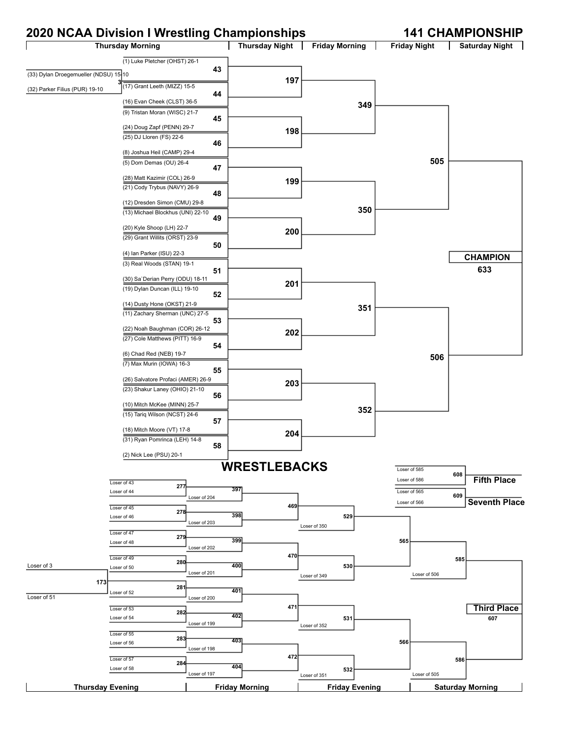# 2020 NCAA Division I Wrestling Championships

## 141 CHAMPIONSHIP

| Thursday Morning | Thursday Night | Friday Morning | Friday Night | Saturday Night |
|---|---|---|---|---|

### Championship Bracket

**Match 3:** (33) Dylan Droegemueller (NDSU) 15-10 vs (32) Parker Filius (PUR) 19-10

| Match | Wrestlers |
|---|---|
| 43 | (1) Luke Pletcher (OHST) 26-1 vs Winner of 3 |
| 44 | (17) Grant Leeth (MIZZ) 15-5 vs (16) Evan Cheek (CLST) 36-5 |
| 45 | (9) Tristan Moran (WISC) 21-7 vs (24) Doug Zapf (PENN) 29-7 |
| 46 | (25) DJ Lloren (FS) 22-6 vs (8) Joshua Heil (CAMP) 29-4 |
| 47 | (5) Dom Demas (OU) 26-4 vs (28) Matt Kazimir (COL) 26-9 |
| 48 | (21) Cody Trybus (NAVY) 26-9 vs (12) Dresden Simon (CMU) 29-8 |
| 49 | (13) Michael Blockhus (UNI) 22-10 vs (20) Kyle Shoop (LH) 22-7 |
| 50 | (29) Grant Willits (ORST) 23-9 vs (4) Ian Parker (ISU) 22-3 |
| 51 | (3) Real Woods (STAN) 19-1 vs (30) Sa`Derian Perry (ODU) 18-11 |
| 52 | (19) Dylan Duncan (ILL) 19-10 vs (14) Dusty Hone (OKST) 21-9 |
| 53 | (11) Zachary Sherman (UNC) 27-5 vs (22) Noah Baughman (COR) 26-12 |
| 54 | (27) Cole Matthews (PITT) 16-9 vs (6) Chad Red (NEB) 19-7 |
| 55 | (7) Max Murin (IOWA) 16-3 vs (26) Salvatore Profaci (AMER) 26-9 |
| 56 | (23) Shakur Laney (OHIO) 21-10 vs (10) Mitch McKee (MINN) 25-7 |
| 57 | (15) Tariq Wilson (NCST) 24-6 vs (18) Mitch Moore (VT) 17-8 |
| 58 | (31) Ryan Pomrinca (LEH) 14-8 vs (2) Nick Lee (PSU) 20-1 |

Thursday Night: 197 (W43 vs W44), 198 (W45 vs W46), 199 (W47 vs W48), 200 (W49 vs W50), 201 (W51 vs W52), 202 (W53 vs W54), 203 (W55 vs W56), 204 (W57 vs W58)

Friday Morning: 349 (W197 vs W198), 350 (W199 vs W200), 351 (W201 vs W202), 352 (W203 vs W204)

Friday Night: 505 (W349 vs W350), 506 (W351 vs W352)

Saturday Night: **CHAMPION** 633 (W505 vs W506)

## WRESTLEBACKS

| Thursday Evening | Friday Morning | Friday Evening | Saturday Morning |
|---|---|---|---|

**Thursday Evening**

| Match | Wrestlers |
|---|---|
| 173 | Loser of 3 vs Loser of 51 |
| 277 | Loser of 43 vs Loser of 44 |
| 278 | Loser of 45 vs Loser of 46 |
| 279 | Loser of 47 vs Loser of 48 |
| 280 | Loser of 49 vs Loser of 50 |
| 281 | Winner of 173 vs Loser of 52 |
| 282 | Loser of 53 vs Loser of 54 |
| 283 | Loser of 55 vs Loser of 56 |
| 284 | Loser of 57 vs Loser of 58 |

**Friday Morning**

| Match | Wrestlers |
|---|---|
| 397 | W277 vs Loser of 204 |
| 398 | W278 vs Loser of 203 |
| 399 | W279 vs Loser of 202 |
| 400 | W280 vs Loser of 201 |
| 401 | W281 vs Loser of 200 |
| 402 | W282 vs Loser of 199 |
| 403 | W283 vs Loser of 198 |
| 404 | W284 vs Loser of 197 |
| 469 | W397 vs W398 |
| 470 | W399 vs W400 |
| 471 | W401 vs W402 |
| 472 | W403 vs W404 |

**Friday Evening**

| Match | Wrestlers |
|---|---|
| 529 | W469 vs Loser of 350 |
| 530 | W470 vs Loser of 349 |
| 531 | W471 vs Loser of 352 |
| 532 | W472 vs Loser of 351 |
| 565 | W529 vs W530 |
| 566 | W531 vs W532 |

**Saturday Morning**

| Match | Wrestlers |
|---|---|
| 585 | W565 vs Loser of 506 |
| 586 | W566 vs Loser of 505 |
| 607 | **Third Place**: W585 vs W586 |
| 608 | **Fifth Place**: Loser of 585 vs Loser of 586 |
| 609 | **Seventh Place**: Loser of 565 vs Loser of 566 |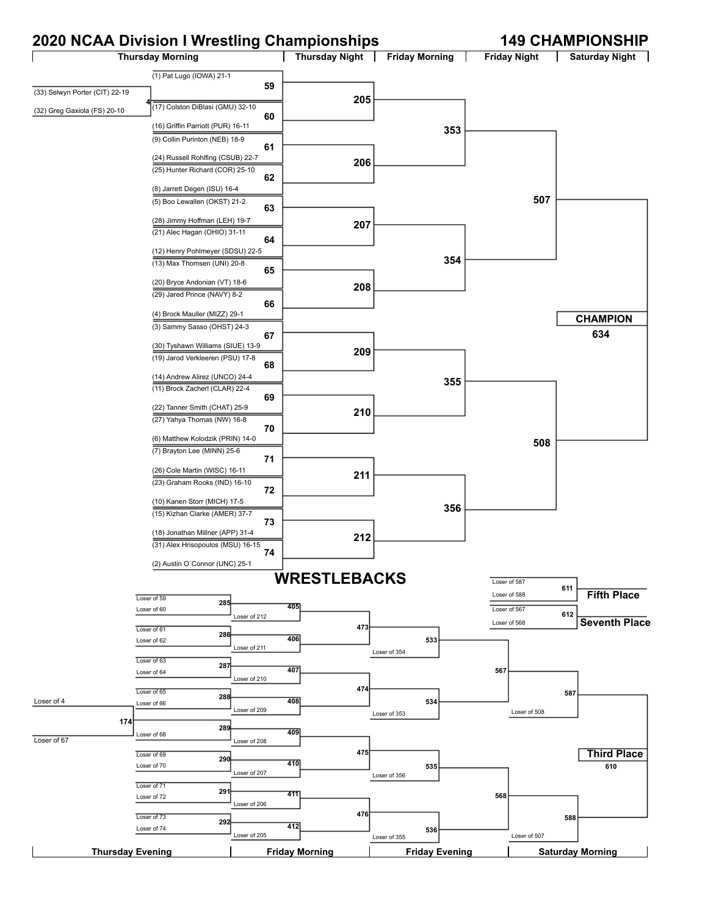# 2020 NCAA Division I Wrestling Championships

## 149 CHAMPIONSHIP

Thursday Morning | Thursday Night | Friday Morning | Friday Night | Saturday Night

**Pigtail (Bout 4):** (33) Selwyn Porter (CIT) 22-19 vs (32) Greg Gaxiola (FS) 20-10

### First Round (Thursday Morning)

| Bout | Wrestler | Wrestler |
| --- | --- | --- |
| 59 | (1) Pat Lugo (IOWA) 21-1 | Winner of 4 |
| 60 | (17) Colston DiBlasi (GMU) 32-10 | (16) Griffin Parriott (PUR) 16-11 |
| 61 | (9) Collin Purinton (NEB) 18-9 | (24) Russell Rohlfing (CSUB) 22-7 |
| 62 | (25) Hunter Richard (COR) 25-10 | (8) Jarrett Degen (ISU) 16-4 |
| 63 | (5) Boo Lewallen (OKST) 21-2 | (28) Jimmy Hoffman (LEH) 19-7 |
| 64 | (21) Alec Hagan (OHIO) 31-11 | (12) Henry Pohlmeyer (SDSU) 22-5 |
| 65 | (13) Max Thomsen (UNI) 20-8 | (20) Bryce Andonian (VT) 18-6 |
| 66 | (29) Jared Prince (NAVY) 8-2 | (4) Brock Mauller (MIZZ) 29-1 |
| 67 | (3) Sammy Sasso (OHST) 24-3 | (30) Tyshawn Williams (SIUE) 13-9 |
| 68 | (19) Jarod Verkleeren (PSU) 17-8 | (14) Andrew Alirez (UNCO) 24-4 |
| 69 | (11) Brock Zacherl (CLAR) 22-4 | (22) Tanner Smith (CHAT) 25-9 |
| 70 | (27) Yahya Thomas (NW) 16-8 | (6) Matthew Kolodzik (PRIN) 14-0 |
| 71 | (7) Brayton Lee (MINN) 25-6 | (26) Cole Martin (WISC) 16-11 |
| 72 | (23) Graham Rooks (IND) 16-10 | (10) Kanen Storr (MICH) 17-5 |
| 73 | (15) Kizhan Clarke (AMER) 37-7 | (18) Jonathan Millner (APP) 31-4 |
| 74 | (31) Alex Hrisopoulos (MSU) 16-15 | (2) Austin O`Connor (UNC) 25-1 |

### Championship Bracket

| Round | Bout | Feeds from |
| --- | --- | --- |
| Thursday Night | 205 | 59, 60 |
| Thursday Night | 206 | 61, 62 |
| Thursday Night | 207 | 63, 64 |
| Thursday Night | 208 | 65, 66 |
| Thursday Night | 209 | 67, 68 |
| Thursday Night | 210 | 69, 70 |
| Thursday Night | 211 | 71, 72 |
| Thursday Night | 212 | 73, 74 |
| Friday Morning | 353 | 205, 206 |
| Friday Morning | 354 | 207, 208 |
| Friday Morning | 355 | 209, 210 |
| Friday Morning | 356 | 211, 212 |
| Friday Night | 507 | 353, 354 |
| Friday Night | 508 | 355, 356 |
| Saturday Night | 634 (CHAMPION) | 507, 508 |

## WRESTLEBACKS

Thursday Evening | Friday Morning | Friday Evening | Saturday Morning

| Bout | Entry | Entry |
| --- | --- | --- |
| 174 | Loser of 4 | Loser of 67 |
| 285 | Loser of 59 | Loser of 60 |
| 286 | Loser of 61 | Loser of 62 |
| 287 | Loser of 63 | Loser of 64 |
| 288 | Loser of 65 | Loser of 66 |
| 289 | Winner of 174 | Loser of 68 |
| 290 | Loser of 69 | Loser of 70 |
| 291 | Loser of 71 | Loser of 72 |
| 292 | Loser of 73 | Loser of 74 |
| 405 | Winner of 285 | Loser of 212 |
| 406 | Winner of 286 | Loser of 211 |
| 407 | Winner of 287 | Loser of 210 |
| 408 | Winner of 288 | Loser of 209 |
| 409 | Winner of 289 | Loser of 208 |
| 410 | Winner of 290 | Loser of 207 |
| 411 | Winner of 291 | Loser of 206 |
| 412 | Winner of 292 | Loser of 205 |
| 473 | Winner of 405 | Winner of 406 |
| 474 | Winner of 407 | Winner of 408 |
| 475 | Winner of 409 | Winner of 410 |
| 476 | Winner of 411 | Winner of 412 |
| 533 | Winner of 473 | Loser of 354 |
| 534 | Winner of 474 | Loser of 353 |
| 535 | Winner of 475 | Loser of 356 |
| 536 | Winner of 476 | Loser of 355 |
| 567 | Winner of 533 | Winner of 534 |
| 568 | Winner of 535 | Winner of 536 |
| 587 | Winner of 567 | Loser of 508 |
| 588 | Winner of 568 | Loser of 507 |
| 610 (Third Place) | Winner of 587 | Winner of 588 |
| 611 (Fifth Place) | Loser of 587 | Loser of 588 |
| 612 (Seventh Place) | Loser of 567 | Loser of 568 |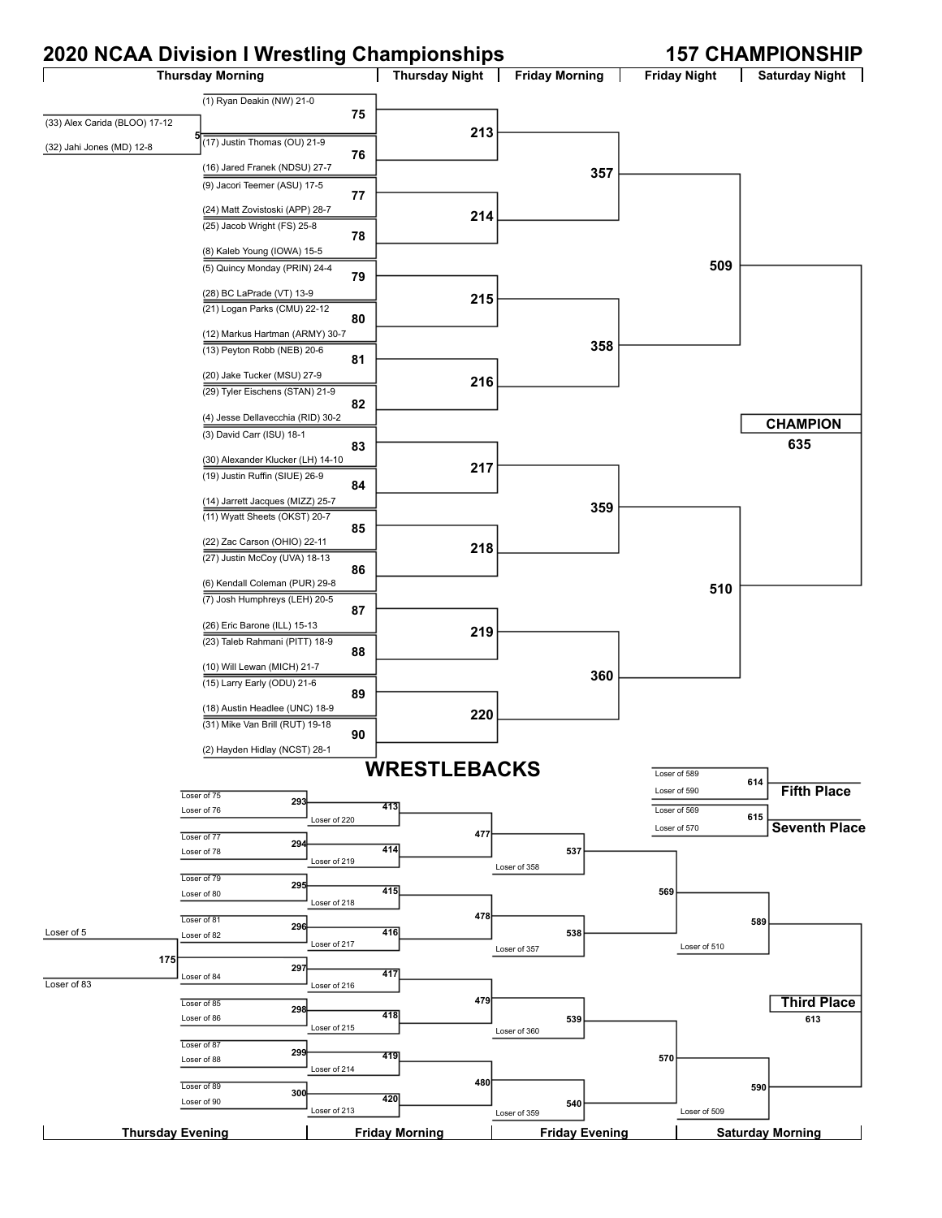# 2020 NCAA Division I Wrestling Championships

## 157 CHAMPIONSHIP

| Thursday Morning | Thursday Night | Friday Morning | Friday Night | Saturday Night |
|---|---|---|---|---|

**Pigtail — Match 5:** (33) Alex Carida (BLOO) 17-12 vs. (32) Jahi Jones (MD) 12-8

**Thursday Morning**

| Match | Wrestler | Wrestler |
|---|---|---|
| 75 | (1) Ryan Deakin (NW) 21-0 | Winner of 5 |
| 76 | (17) Justin Thomas (OU) 21-9 | (16) Jared Franek (NDSU) 27-7 |
| 77 | (9) Jacori Teemer (ASU) 17-5 | (24) Matt Zovistoski (APP) 28-7 |
| 78 | (25) Jacob Wright (FS) 25-8 | (8) Kaleb Young (IOWA) 15-5 |
| 79 | (5) Quincy Monday (PRIN) 24-4 | (28) BC LaPrade (VT) 13-9 |
| 80 | (21) Logan Parks (CMU) 22-12 | (12) Markus Hartman (ARMY) 30-7 |
| 81 | (13) Peyton Robb (NEB) 20-6 | (20) Jake Tucker (MSU) 27-9 |
| 82 | (29) Tyler Eischens (STAN) 21-9 | (4) Jesse Dellavecchia (RID) 30-2 |
| 83 | (3) David Carr (ISU) 18-1 | (30) Alexander Klucker (LH) 14-10 |
| 84 | (19) Justin Ruffin (SIUE) 26-9 | (14) Jarrett Jacques (MIZZ) 25-7 |
| 85 | (11) Wyatt Sheets (OKST) 20-7 | (22) Zac Carson (OHIO) 22-11 |
| 86 | (27) Justin McCoy (UVA) 18-13 | (6) Kendall Coleman (PUR) 29-8 |
| 87 | (7) Josh Humphreys (LEH) 20-5 | (26) Eric Barone (ILL) 15-13 |
| 88 | (23) Taleb Rahmani (PITT) 18-9 | (10) Will Lewan (MICH) 21-7 |
| 89 | (15) Larry Early (ODU) 21-6 | (18) Austin Headlee (UNC) 18-9 |
| 90 | (31) Mike Van Brill (RUT) 19-18 | (2) Hayden Hidlay (NCST) 28-1 |

**Thursday Night:** 213 (75 vs 76), 214 (77 vs 78), 215 (79 vs 80), 216 (81 vs 82), 217 (83 vs 84), 218 (85 vs 86), 219 (87 vs 88), 220 (89 vs 90)

**Friday Morning:** 357 (213 vs 214), 358 (215 vs 216), 359 (217 vs 218), 360 (219 vs 220)

**Friday Night:** 509 (357 vs 358), 510 (359 vs 360)

**Saturday Night:** CHAMPION 635 (509 vs 510)

# WRESTLEBACKS

| Thursday Evening | Friday Morning | Friday Evening | Saturday Morning |
|---|---|---|---|

**175:** Loser of 5 vs. Loser of 83

**Thursday Evening**

| Match | | |
|---|---|---|
| 293 | Loser of 75 | Loser of 76 |
| 294 | Loser of 77 | Loser of 78 |
| 295 | Loser of 79 | Loser of 80 |
| 296 | Loser of 81 | Loser of 82 |
| 297 | Winner of 175 | Loser of 84 |
| 298 | Loser of 85 | Loser of 86 |
| 299 | Loser of 87 | Loser of 88 |
| 300 | Loser of 89 | Loser of 90 |

**Friday Morning**

| Match | | |
|---|---|---|
| 413 | Winner of 293 | Loser of 220 |
| 414 | Winner of 294 | Loser of 219 |
| 415 | Winner of 295 | Loser of 218 |
| 416 | Winner of 296 | Loser of 217 |
| 417 | Winner of 297 | Loser of 216 |
| 418 | Winner of 298 | Loser of 215 |
| 419 | Winner of 299 | Loser of 214 |
| 420 | Winner of 300 | Loser of 213 |
| 477 | Winner of 413 | Winner of 414 |
| 478 | Winner of 415 | Winner of 416 |
| 479 | Winner of 417 | Winner of 418 |
| 480 | Winner of 419 | Winner of 420 |

**Friday Evening**

| Match | | |
|---|---|---|
| 537 | Winner of 477 | Loser of 358 |
| 538 | Winner of 478 | Loser of 357 |
| 539 | Winner of 479 | Loser of 360 |
| 540 | Winner of 480 | Loser of 359 |
| 569 | Winner of 537 | Winner of 538 |
| 570 | Winner of 539 | Winner of 540 |

**Saturday Morning**

| Match | | |
|---|---|---|
| 589 | Winner of 569 | Loser of 510 |
| 590 | Winner of 570 | Loser of 509 |

**Third Place — 613:** Winner of 589 vs. Winner of 590

**Fifth Place — 614:** Loser of 589 vs. Loser of 590

**Seventh Place — 615:** Loser of 569 vs. Loser of 570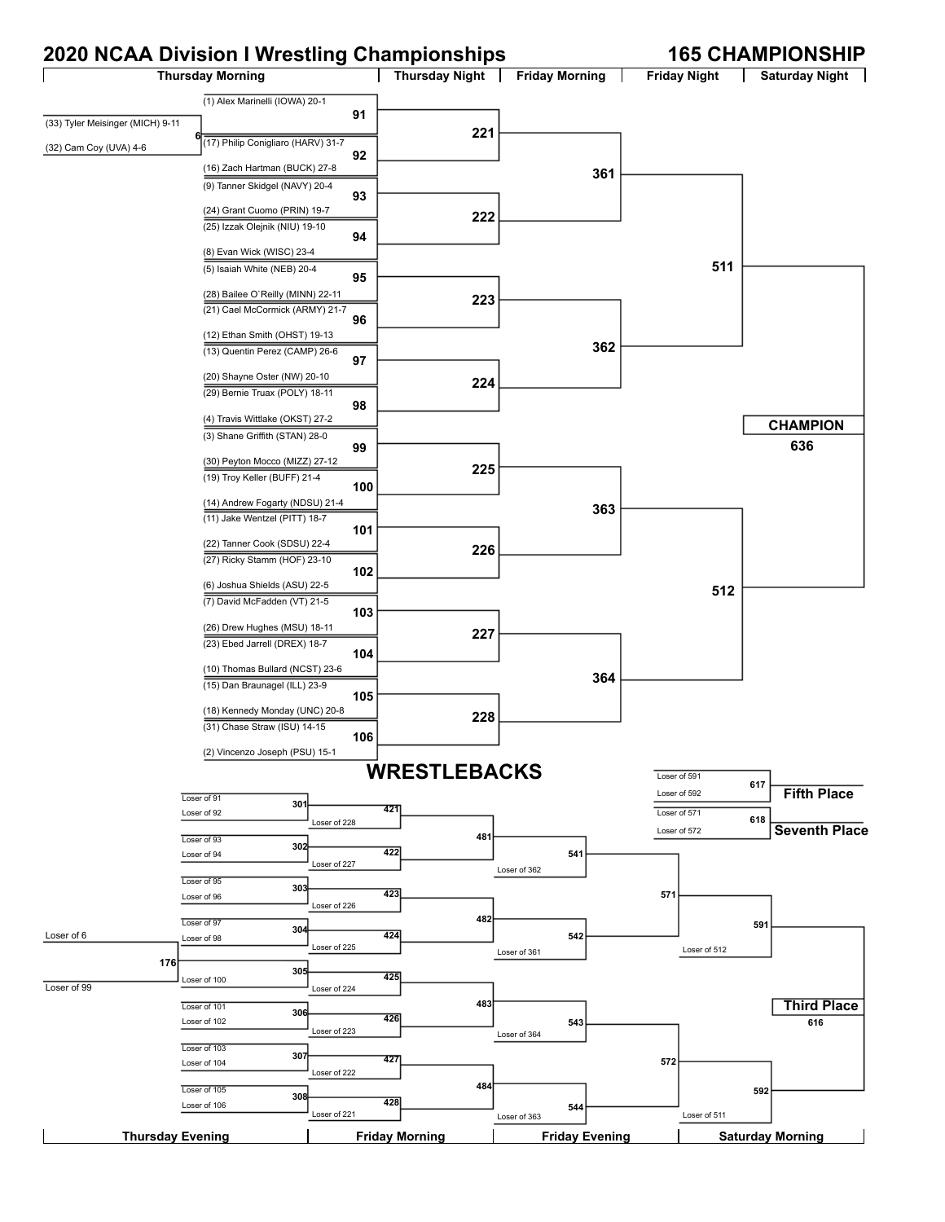# 2020 NCAA Division I Wrestling Championships

## 165 CHAMPIONSHIP

### Thursday Morning

| Match | Wrestler |
| --- | --- |
| 6 | (33) Tyler Meisinger (MICH) 9-11 |
| 6 | (32) Cam Coy (UVA) 4-6 |
| 91 | (1) Alex Marinelli (IOWA) 20-1 |
| 91 | Winner of 6 |
| 92 | (17) Philip Conigliaro (HARV) 31-7 |
| 92 | (16) Zach Hartman (BUCK) 27-8 |
| 93 | (9) Tanner Skidgel (NAVY) 20-4 |
| 93 | (24) Grant Cuomo (PRIN) 19-7 |
| 94 | (25) Izzak Olejnik (NIU) 19-10 |
| 94 | (8) Evan Wick (WISC) 23-4 |
| 95 | (5) Isaiah White (NEB) 20-4 |
| 95 | (28) Bailee O`Reilly (MINN) 22-11 |
| 96 | (21) Cael McCormick (ARMY) 21-7 |
| 96 | (12) Ethan Smith (OHST) 19-13 |
| 97 | (13) Quentin Perez (CAMP) 26-6 |
| 97 | (20) Shayne Oster (NW) 20-10 |
| 98 | (29) Bernie Truax (POLY) 18-11 |
| 98 | (4) Travis Wittlake (OKST) 27-2 |
| 99 | (3) Shane Griffith (STAN) 28-0 |
| 99 | (30) Peyton Mocco (MIZZ) 27-12 |
| 100 | (19) Troy Keller (BUFF) 21-4 |
| 100 | (14) Andrew Fogarty (NDSU) 21-4 |
| 101 | (11) Jake Wentzel (PITT) 18-7 |
| 101 | (22) Tanner Cook (SDSU) 22-4 |
| 102 | (27) Ricky Stamm (HOF) 23-10 |
| 102 | (6) Joshua Shields (ASU) 22-5 |
| 103 | (7) David McFadden (VT) 21-5 |
| 103 | (26) Drew Hughes (MSU) 18-11 |
| 104 | (23) Ebed Jarrell (DREX) 18-7 |
| 104 | (10) Thomas Bullard (NCST) 23-6 |
| 105 | (15) Dan Braunagel (ILL) 23-9 |
| 105 | (18) Kennedy Monday (UNC) 20-8 |
| 106 | (31) Chase Straw (ISU) 14-15 |
| 106 | (2) Vincenzo Joseph (PSU) 15-1 |

### Thursday Night

| Match | Winners of |
| --- | --- |
| 221 | 91, 92 |
| 222 | 93, 94 |
| 223 | 95, 96 |
| 224 | 97, 98 |
| 225 | 99, 100 |
| 226 | 101, 102 |
| 227 | 103, 104 |
| 228 | 105, 106 |

### Friday Morning

| Match | Winners of |
| --- | --- |
| 361 | 221, 222 |
| 362 | 223, 224 |
| 363 | 225, 226 |
| 364 | 227, 228 |

### Friday Night

| Match | Winners of |
| --- | --- |
| 511 | 361, 362 |
| 512 | 363, 364 |

### Saturday Night

**CHAMPION**

| Match | Winners of |
| --- | --- |
| 636 | 511, 512 |

## WRESTLEBACKS

### Thursday Evening

| Match | Participants |
| --- | --- |
| 176 | Loser of 6, Loser of 99 |
| 301 | Loser of 91, Loser of 92 |
| 302 | Loser of 93, Loser of 94 |
| 303 | Loser of 95, Loser of 96 |
| 304 | Loser of 97, Loser of 98 |
| 305 | Winner of 176, Loser of 100 |
| 306 | Loser of 101, Loser of 102 |
| 307 | Loser of 103, Loser of 104 |
| 308 | Loser of 105, Loser of 106 |

### Friday Morning

| Match | Participants |
| --- | --- |
| 421 | Winner of 301, Loser of 228 |
| 422 | Winner of 302, Loser of 227 |
| 423 | Winner of 303, Loser of 226 |
| 424 | Winner of 304, Loser of 225 |
| 425 | Winner of 305, Loser of 224 |
| 426 | Winner of 306, Loser of 223 |
| 427 | Winner of 307, Loser of 222 |
| 428 | Winner of 308, Loser of 221 |
| 481 | Winners of 421, 422 |
| 482 | Winners of 423, 424 |
| 483 | Winners of 425, 426 |
| 484 | Winners of 427, 428 |

### Friday Evening

| Match | Participants |
| --- | --- |
| 541 | Winner of 481, Loser of 362 |
| 542 | Winner of 482, Loser of 361 |
| 543 | Winner of 483, Loser of 364 |
| 544 | Winner of 484, Loser of 363 |
| 571 | Winners of 541, 542 |
| 572 | Winners of 543, 544 |

### Saturday Morning

| Match | Participants |
| --- | --- |
| 591 | Winner of 571, Loser of 512 |
| 592 | Winner of 572, Loser of 511 |

**Third Place**

| Match | Participants |
| --- | --- |
| 616 | Winners of 591, 592 |

**Fifth Place**

| Match | Participants |
| --- | --- |
| 617 | Loser of 591, Loser of 592 |

**Seventh Place**

| Match | Participants |
| --- | --- |
| 618 | Loser of 571, Loser of 572 |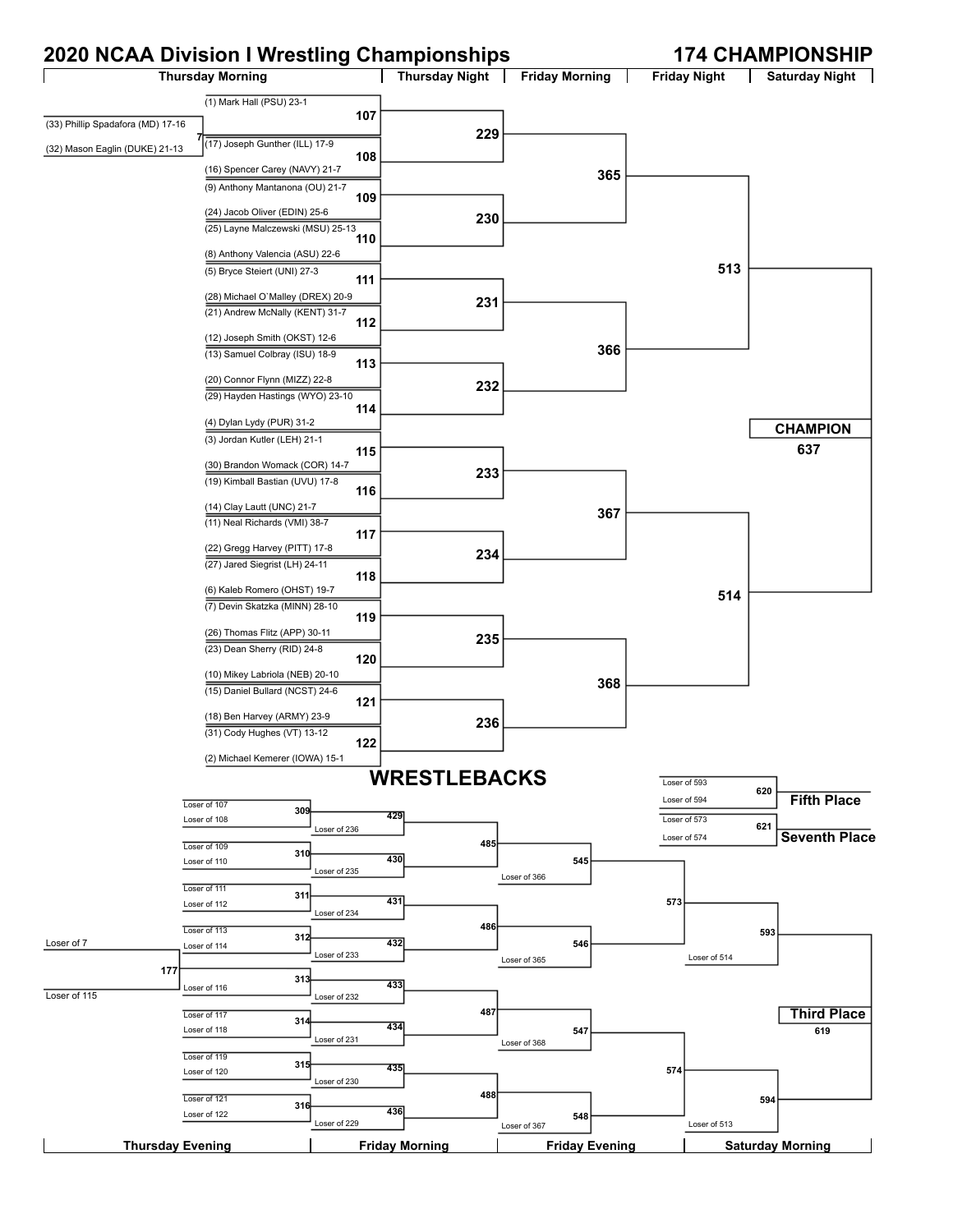# 2020 NCAA Division I Wrestling Championships

## 174 CHAMPIONSHIP

| Thursday Morning | Thursday Night | Friday Morning | Friday Night | Saturday Night |
|---|---|---|---|---|

### Championship Bracket

**Pigtail (Bout 7):** (33) Phillip Spadafora (MD) 17-16 vs. (32) Mason Eaglin (DUKE) 21-13

**First Round (Thursday Morning)**

- 107: (1) Mark Hall (PSU) 23-1 vs. Winner of 7
- 108: (17) Joseph Gunther (ILL) 17-9 vs. (16) Spencer Carey (NAVY) 21-7
- 109: (9) Anthony Mantanona (OU) 21-7 vs. (24) Jacob Oliver (EDIN) 25-6
- 110: (25) Layne Malczewski (MSU) 25-13 vs. (8) Anthony Valencia (ASU) 22-6
- 111: (5) Bryce Steiert (UNI) 27-3 vs. (28) Michael O`Malley (DREX) 20-9
- 112: (21) Andrew McNally (KENT) 31-7 vs. (12) Joseph Smith (OKST) 12-6
- 113: (13) Samuel Colbray (ISU) 18-9 vs. (20) Connor Flynn (MIZZ) 22-8
- 114: (29) Hayden Hastings (WYO) 23-10 vs. (4) Dylan Lydy (PUR) 31-2
- 115: (3) Jordan Kutler (LEH) 21-1 vs. (30) Brandon Womack (COR) 14-7
- 116: (19) Kimball Bastian (UVU) 17-8 vs. (14) Clay Lautt (UNC) 21-7
- 117: (11) Neal Richards (VMI) 38-7 vs. (22) Gregg Harvey (PITT) 17-8
- 118: (27) Jared Siegrist (LH) 24-11 vs. (6) Kaleb Romero (OHST) 19-7
- 119: (7) Devin Skatzka (MINN) 28-10 vs. (26) Thomas Flitz (APP) 30-11
- 120: (23) Dean Sherry (RID) 24-8 vs. (10) Mikey Labriola (NEB) 20-10
- 121: (15) Daniel Bullard (NCST) 24-6 vs. (18) Ben Harvey (ARMY) 23-9
- 122: (31) Cody Hughes (VT) 13-12 vs. (2) Michael Kemerer (IOWA) 15-1

**Second Round (Thursday Night)**

- 229: Winner of 107 vs. Winner of 108
- 230: Winner of 109 vs. Winner of 110
- 231: Winner of 111 vs. Winner of 112
- 232: Winner of 113 vs. Winner of 114
- 233: Winner of 115 vs. Winner of 116
- 234: Winner of 117 vs. Winner of 118
- 235: Winner of 119 vs. Winner of 120
- 236: Winner of 121 vs. Winner of 122

**Quarterfinals (Friday Morning)**

- 365: Winner of 229 vs. Winner of 230
- 366: Winner of 231 vs. Winner of 232
- 367: Winner of 233 vs. Winner of 234
- 368: Winner of 235 vs. Winner of 236

**Semifinals (Friday Night)**

- 513: Winner of 365 vs. Winner of 366
- 514: Winner of 367 vs. Winner of 368

**CHAMPION (Saturday Night)**

- 637: Winner of 513 vs. Winner of 514

## WRESTLEBACKS

| Thursday Evening | Friday Morning | Friday Evening | Saturday Morning |
|---|---|---|---|

**Thursday Evening**

- 177: Loser of 7 vs. Loser of 115
- 309: Loser of 107 vs. Loser of 108
- 310: Loser of 109 vs. Loser of 110
- 311: Loser of 111 vs. Loser of 112
- 312: Loser of 113 vs. Loser of 114
- 313: Winner of 177 vs. Loser of 116
- 314: Loser of 117 vs. Loser of 118
- 315: Loser of 119 vs. Loser of 120
- 316: Loser of 121 vs. Loser of 122

**Friday Morning**

- 429: Winner of 309 vs. Loser of 236
- 430: Winner of 310 vs. Loser of 235
- 431: Winner of 311 vs. Loser of 234
- 432: Winner of 312 vs. Loser of 233
- 433: Winner of 313 vs. Loser of 232
- 434: Winner of 314 vs. Loser of 231
- 435: Winner of 315 vs. Loser of 230
- 436: Winner of 316 vs. Loser of 229
- 485: Winner of 429 vs. Winner of 430
- 486: Winner of 431 vs. Winner of 432
- 487: Winner of 433 vs. Winner of 434
- 488: Winner of 435 vs. Winner of 436

**Friday Evening**

- 545: Winner of 485 vs. Loser of 366
- 546: Winner of 486 vs. Loser of 365
- 547: Winner of 487 vs. Loser of 368
- 548: Winner of 488 vs. Loser of 367
- 573: Winner of 545 vs. Winner of 546
- 574: Winner of 547 vs. Winner of 548

**Saturday Morning**

- 593: Winner of 573 vs. Loser of 514
- 594: Winner of 574 vs. Loser of 513

**Third Place**

- 619: Winner of 593 vs. Winner of 594

**Fifth Place**

- 620: Loser of 593 vs. Loser of 594

**Seventh Place**

- 621: Loser of 573 vs. Loser of 574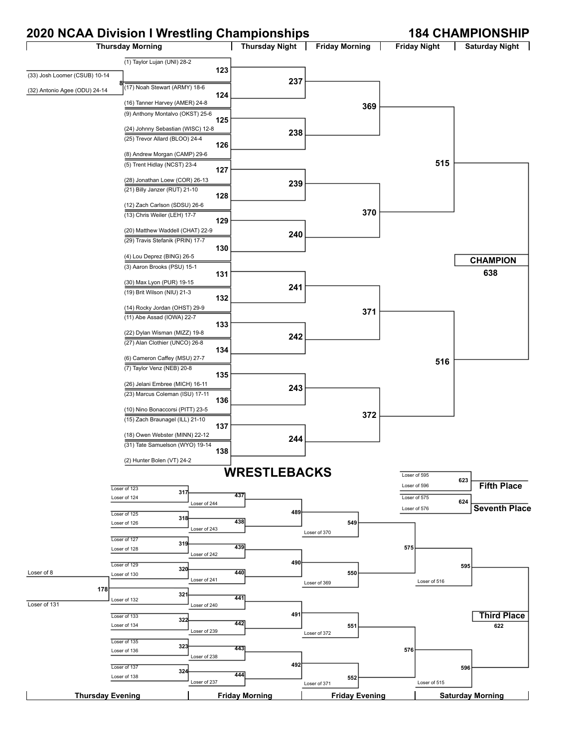# 2020 NCAA Division I Wrestling Championships

## 184 CHAMPIONSHIP

| Thursday Morning | Thursday Night | Friday Morning | Friday Night | Saturday Night |
|---|---|---|---|---|

### Thursday Morning

- Match 8: (33) Josh Loomer (CSUB) 10-14 vs (32) Antonio Agee (ODU) 24-14
- Match 123: (1) Taylor Lujan (UNI) 28-2 vs Winner of 8
- Match 124: (17) Noah Stewart (ARMY) 18-6 vs (16) Tanner Harvey (AMER) 24-8
- Match 125: (9) Anthony Montalvo (OKST) 25-6 vs (24) Johnny Sebastian (WISC) 12-8
- Match 126: (25) Trevor Allard (BLOO) 24-4 vs (8) Andrew Morgan (CAMP) 29-6
- Match 127: (5) Trent Hidlay (NCST) 23-4 vs (28) Jonathan Loew (COR) 26-13
- Match 128: (21) Billy Janzer (RUT) 21-10 vs (12) Zach Carlson (SDSU) 26-6
- Match 129: (13) Chris Weiler (LEH) 17-7 vs (20) Matthew Waddell (CHAT) 22-9
- Match 130: (29) Travis Stefanik (PRIN) 17-7 vs (4) Lou Deprez (BING) 26-5
- Match 131: (3) Aaron Brooks (PSU) 15-1 vs (30) Max Lyon (PUR) 19-15
- Match 132: (19) Brit Wilson (NIU) 21-3 vs (14) Rocky Jordan (OHST) 29-9
- Match 133: (11) Abe Assad (IOWA) 22-7 vs (22) Dylan Wisman (MIZZ) 19-8
- Match 134: (27) Alan Clothier (UNCO) 26-8 vs (6) Cameron Caffey (MSU) 27-7
- Match 135: (7) Taylor Venz (NEB) 20-8 vs (26) Jelani Embree (MICH) 16-11
- Match 136: (23) Marcus Coleman (ISU) 17-11 vs (10) Nino Bonaccorsi (PITT) 23-5
- Match 137: (15) Zach Braunagel (ILL) 21-10 vs (18) Owen Webster (MINN) 22-12
- Match 138: (31) Tate Samuelson (WYO) 19-14 vs (2) Hunter Bolen (VT) 24-2

### Thursday Night

- 237: Winner of 123 vs Winner of 124
- 238: Winner of 125 vs Winner of 126
- 239: Winner of 127 vs Winner of 128
- 240: Winner of 129 vs Winner of 130
- 241: Winner of 131 vs Winner of 132
- 242: Winner of 133 vs Winner of 134
- 243: Winner of 135 vs Winner of 136
- 244: Winner of 137 vs Winner of 138

### Friday Morning

- 369: Winner of 237 vs Winner of 238
- 370: Winner of 239 vs Winner of 240
- 371: Winner of 241 vs Winner of 242
- 372: Winner of 243 vs Winner of 244

### Friday Night

- 515: Winner of 369 vs Winner of 370
- 516: Winner of 371 vs Winner of 372

### Saturday Night

- CHAMPION 638: Winner of 515 vs Winner of 516

## WRESTLEBACKS

| Thursday Evening | Friday Morning | Friday Evening | Saturday Morning |
|---|---|---|---|

### Thursday Evening

- 178: Loser of 8 vs Loser of 131
- 317: Loser of 123 vs Loser of 124
- 318: Loser of 125 vs Loser of 126
- 319: Loser of 127 vs Loser of 128
- 320: Loser of 129 vs Loser of 130
- 321: Winner of 178 vs Loser of 132
- 322: Loser of 133 vs Loser of 134
- 323: Loser of 135 vs Loser of 136
- 324: Loser of 137 vs Loser of 138

### Friday Morning

- 437: Winner of 317 vs Loser of 244
- 438: Winner of 318 vs Loser of 243
- 439: Winner of 319 vs Loser of 242
- 440: Winner of 320 vs Loser of 241
- 441: Winner of 321 vs Loser of 240
- 442: Winner of 322 vs Loser of 239
- 443: Winner of 323 vs Loser of 238
- 444: Winner of 324 vs Loser of 237
- 489: Winner of 437 vs Winner of 438
- 490: Winner of 439 vs Winner of 440
- 491: Winner of 441 vs Winner of 442
- 492: Winner of 443 vs Winner of 444

### Friday Evening

- 549: Winner of 489 vs Loser of 370
- 550: Winner of 490 vs Loser of 369
- 551: Winner of 491 vs Loser of 372
- 552: Winner of 492 vs Loser of 371
- 575: Winner of 549 vs Winner of 550
- 576: Winner of 551 vs Winner of 552

### Saturday Morning

- 595: Winner of 575 vs Loser of 516
- 596: Winner of 576 vs Loser of 515
- Third Place 622: Winner of 595 vs Winner of 596
- Fifth Place 623: Loser of 595 vs Loser of 596
- Seventh Place 624: Loser of 575 vs Loser of 576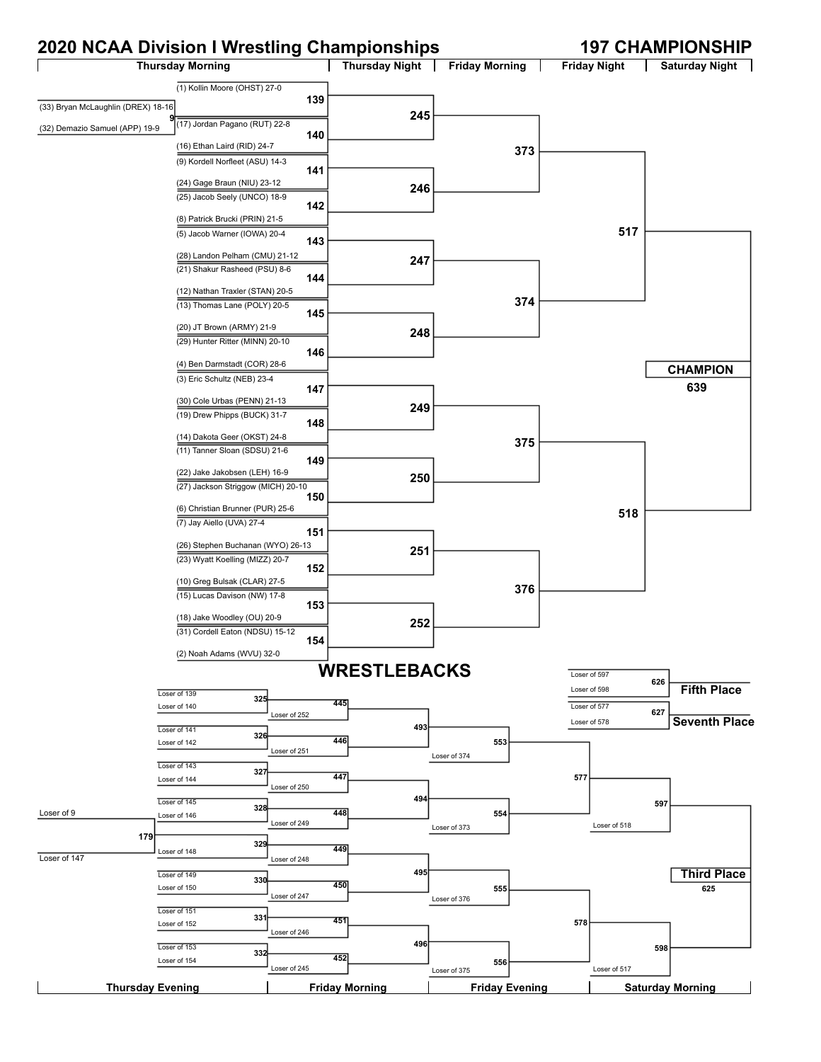# 2020 NCAA Division I Wrestling Championships

## 197 CHAMPIONSHIP

### Championship Bracket

**Thursday Morning**

Pigtail 9: (33) Bryan McLaughlin (DREX) 18-16 vs. (32) Demazio Samuel (APP) 19-9

| Bout | Wrestler | Wrestler |
|---|---|---|
| 139 | (1) Kollin Moore (OHST) 27-0 | Winner of 9 |
| 140 | (17) Jordan Pagano (RUT) 22-8 | (16) Ethan Laird (RID) 24-7 |
| 141 | (9) Kordell Norfleet (ASU) 14-3 | (24) Gage Braun (NIU) 23-12 |
| 142 | (25) Jacob Seely (UNCO) 18-9 | (8) Patrick Brucki (PRIN) 21-5 |
| 143 | (5) Jacob Warner (IOWA) 20-4 | (28) Landon Pelham (CMU) 21-12 |
| 144 | (21) Shakur Rasheed (PSU) 8-6 | (12) Nathan Traxler (STAN) 20-5 |
| 145 | (13) Thomas Lane (POLY) 20-5 | (20) JT Brown (ARMY) 21-9 |
| 146 | (29) Hunter Ritter (MINN) 20-10 | (4) Ben Darmstadt (COR) 28-6 |
| 147 | (3) Eric Schultz (NEB) 23-4 | (30) Cole Urbas (PENN) 21-13 |
| 148 | (19) Drew Phipps (BUCK) 31-7 | (14) Dakota Geer (OKST) 24-8 |
| 149 | (11) Tanner Sloan (SDSU) 21-6 | (22) Jake Jakobsen (LEH) 16-9 |
| 150 | (27) Jackson Striggow (MICH) 20-10 | (6) Christian Brunner (PUR) 25-6 |
| 151 | (7) Jay Aiello (UVA) 27-4 | (26) Stephen Buchanan (WYO) 26-13 |
| 152 | (23) Wyatt Koelling (MIZZ) 20-7 | (10) Greg Bulsak (CLAR) 27-5 |
| 153 | (15) Lucas Davison (NW) 17-8 | (18) Jake Woodley (OU) 20-9 |
| 154 | (31) Cordell Eaton (NDSU) 15-12 | (2) Noah Adams (WVU) 32-0 |

**Thursday Night**

- 245: Winner 139 vs. Winner 140
- 246: Winner 141 vs. Winner 142
- 247: Winner 143 vs. Winner 144
- 248: Winner 145 vs. Winner 146
- 249: Winner 147 vs. Winner 148
- 250: Winner 149 vs. Winner 150
- 251: Winner 151 vs. Winner 152
- 252: Winner 153 vs. Winner 154

**Friday Morning**

- 373: Winner 245 vs. Winner 246
- 374: Winner 247 vs. Winner 248
- 375: Winner 249 vs. Winner 250
- 376: Winner 251 vs. Winner 252

**Friday Night**

- 517: Winner 373 vs. Winner 374
- 518: Winner 375 vs. Winner 376

**Saturday Night**

- CHAMPION 639: Winner 517 vs. Winner 518

## WRESTLEBACKS

**Thursday Evening**

- 179: Loser of 9 vs. Loser of 147
- 325: Loser of 139 vs. Loser of 140
- 326: Loser of 141 vs. Loser of 142
- 327: Loser of 143 vs. Loser of 144
- 328: Loser of 145 vs. Loser of 146
- 329: Winner 179 vs. Loser of 148
- 330: Loser of 149 vs. Loser of 150
- 331: Loser of 151 vs. Loser of 152
- 332: Loser of 153 vs. Loser of 154

**Friday Morning**

- 445: Winner 325 vs. Loser of 252
- 446: Winner 326 vs. Loser of 251
- 447: Winner 327 vs. Loser of 250
- 448: Winner 328 vs. Loser of 249
- 449: Winner 329 vs. Loser of 248
- 450: Winner 330 vs. Loser of 247
- 451: Winner 331 vs. Loser of 246
- 452: Winner 332 vs. Loser of 245
- 493: Winner 445 vs. Winner 446
- 494: Winner 447 vs. Winner 448
- 495: Winner 449 vs. Winner 450
- 496: Winner 451 vs. Winner 452

**Friday Evening**

- 553: Winner 493 vs. Loser of 374
- 554: Winner 494 vs. Loser of 373
- 555: Winner 495 vs. Loser of 376
- 556: Winner 496 vs. Loser of 375
- 577: Winner 553 vs. Winner 554
- 578: Winner 555 vs. Winner 556

**Saturday Morning**

- 597: Winner 577 vs. Loser of 518
- 598: Winner 578 vs. Loser of 517

**Placement Matches**

- Third Place 625: Winner 597 vs. Winner 598
- Fifth Place 626: Loser of 597 vs. Loser of 598
- Seventh Place 627: Loser of 577 vs. Loser of 578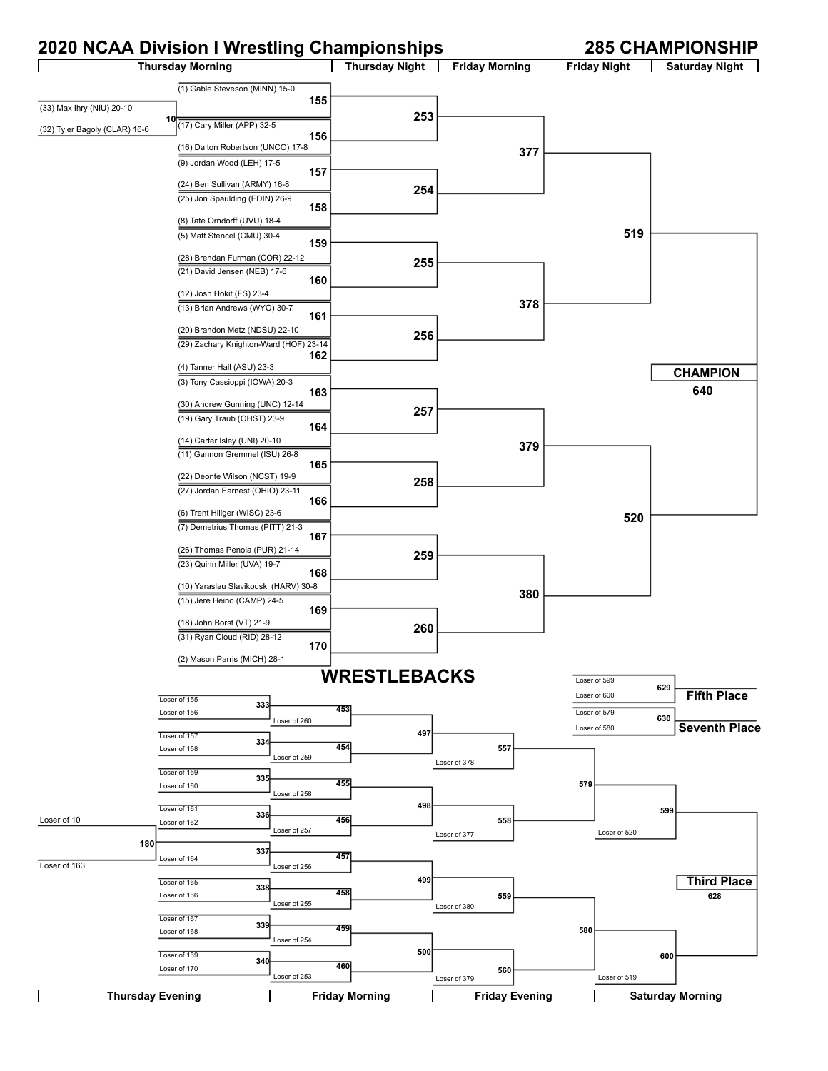# 2020 NCAA Division I Wrestling Championships

## 285 CHAMPIONSHIP

Thursday Morning | Thursday Night | Friday Morning | Friday Night | Saturday Night

(33) Max Ihry (NIU) 20-10
10
(32) Tyler Bagoly (CLAR) 16-6

(1) Gable Steveson (MINN) 15-0
155
(17) Cary Miller (APP) 32-5
156
(16) Dalton Robertson (UNCO) 17-8
(9) Jordan Wood (LEH) 17-5
157
(24) Ben Sullivan (ARMY) 16-8
(25) Jon Spaulding (EDIN) 26-9
158
(8) Tate Orndorff (UVU) 18-4
(5) Matt Stencel (CMU) 30-4
159
(28) Brendan Furman (COR) 22-12
(21) David Jensen (NEB) 17-6
160
(12) Josh Hokit (FS) 23-4
(13) Brian Andrews (WYO) 30-7
161
(20) Brandon Metz (NDSU) 22-10
(29) Zachary Knighton-Ward (HOF) 23-14
162
(4) Tanner Hall (ASU) 23-3
(3) Tony Cassioppi (IOWA) 20-3
163
(30) Andrew Gunning (UNC) 12-14
(19) Gary Traub (OHST) 23-9
164
(14) Carter Isley (UNI) 20-10
(11) Gannon Gremmel (ISU) 26-8
165
(22) Deonte Wilson (NCST) 19-9
(27) Jordan Earnest (OHIO) 23-11
166
(6) Trent Hillger (WISC) 23-6
(7) Demetrius Thomas (PITT) 21-3
167
(26) Thomas Penola (PUR) 21-14
(23) Quinn Miller (UVA) 19-7
168
(10) Yaraslau Slavikouski (HARV) 30-8
(15) Jere Heino (CAMP) 24-5
169
(18) John Borst (VT) 21-9
(31) Ryan Cloud (RID) 28-12
170
(2) Mason Parris (MICH) 28-1

253
254
255
256
257
258
259
260

377
378
379
380

519
520

CHAMPION
640

## WRESTLEBACKS

Loser of 599
629
Loser of 600
Fifth Place

Loser of 579
630
Loser of 580
Seventh Place

Loser of 155
333
Loser of 156
Loser of 157
334
Loser of 158
Loser of 159
335
Loser of 160
Loser of 161
336
Loser of 162
Loser of 10
180
Loser of 163
337
Loser of 164
Loser of 165
338
Loser of 166
Loser of 167
339
Loser of 168
Loser of 169
340
Loser of 170

453
Loser of 260
454
Loser of 259
455
Loser of 258
456
Loser of 257
457
Loser of 256
458
Loser of 255
459
Loser of 254
460
Loser of 253

497
498
499
500

557
Loser of 378
558
Loser of 377
559
Loser of 380
560
Loser of 379

579
Loser of 520
580
Loser of 519

599
600

Third Place
628

Thursday Evening | Friday Morning | Friday Evening | Saturday Morning